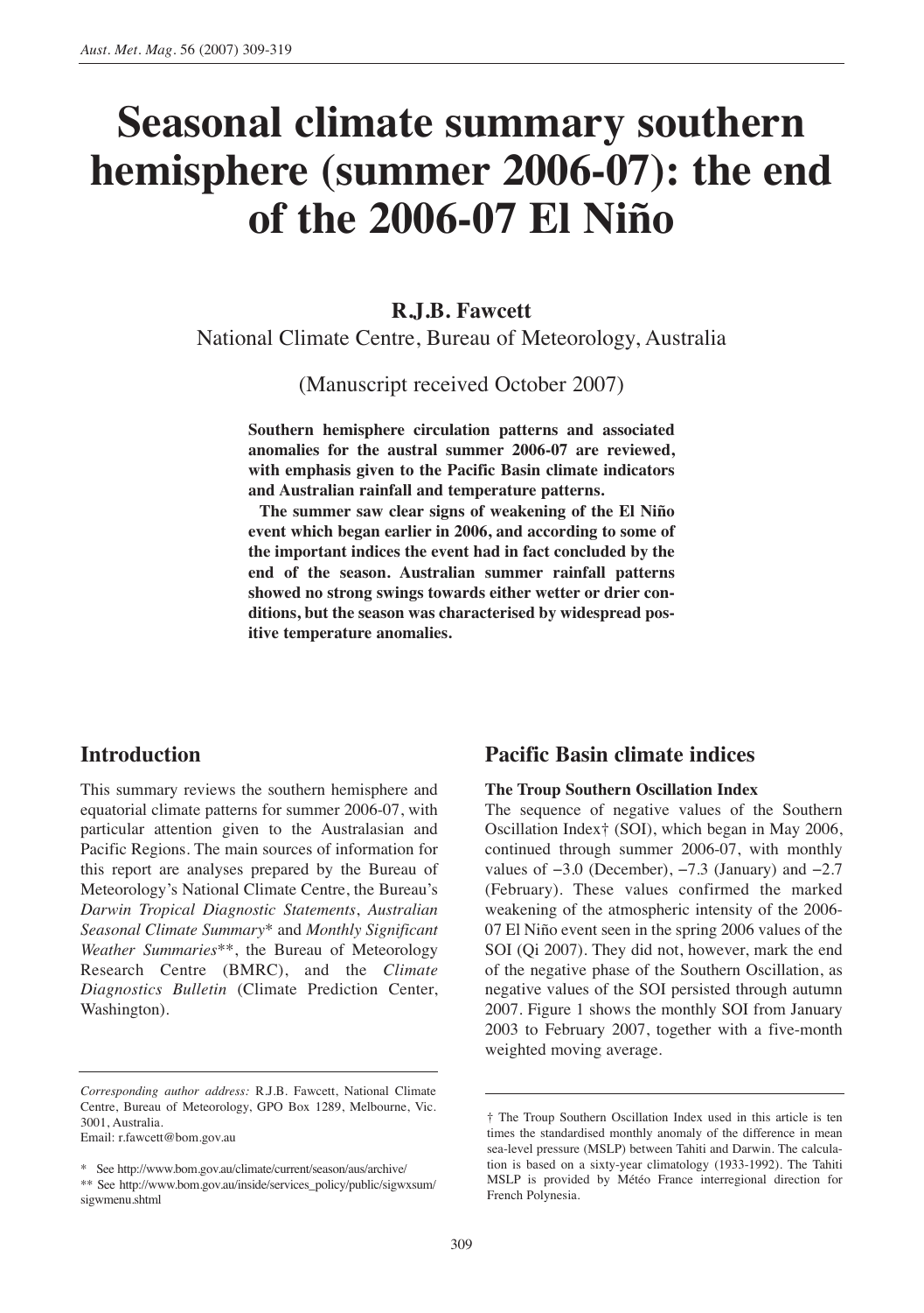# Seasonal climate summary southern hemisphere (summer 2006-07): the end of the 2006-07 El Niño

**R.J.B. Fawcett**

National Climate Centre, Bureau of Meteorology, Australia

(Manuscript received October 2007)

**Southern hemisphere circulation patterns and associated anomalies for the austral summer 2006-07 are reviewed, with emphasis given to the Pacific Basin climate indicators and Australian rainfall and temperature patterns.**

**The summer saw clear signs of weakening of the El Niño event which began earlier in 2006, and according to some of the important indices the event had in fact concluded by the end of the season. Australian summer rainfall patterns showed no strong swings towards either wetter or drier conditions, but the season was characterised by widespread positive temperature anomalies.**

## Introduction

This summary reviews the southern hemisphere and equatorial climate patterns for summer 2006-07, with particular attention given to the Australasian and Pacific Regions. The main sources of information for this report are analyses prepared by the Bureau of Meteorology's National Climate Centre, the Bureau's *Darwin Tropical Diagnostic Statements*, *Australian Seasonal Climate Summary*\* and *Monthly Significant Weather Summaries*\*\*, the Bureau of Meteorology Research Centre (BMRC), and the *Climate Diagnostics Bulletin* (Climate Prediction Center, Washington).

*Corresponding author address:* R.J.B. Fawcett, National Climate Centre, Bureau of Meteorology, GPO Box 1289, Melbourne, Vic. 3001, Australia.
Email: r.fawcett@bom.gov.au

\* See http://www.bom.gov.au/climate/current/season/aus/archive/

\*\* See http://www.bom.gov.au/inside/services_policy/public/sigwxsum/sigwmenu.shtml

## Pacific Basin climate indices

### The Troup Southern Oscillation Index

The sequence of negative values of the Southern Oscillation Index† (SOI), which began in May 2006, continued through summer 2006-07, with monthly values of −3.0 (December), −7.3 (January) and −2.7 (February). These values confirmed the marked weakening of the atmospheric intensity of the 2006-07 El Niño event seen in the spring 2006 values of the SOI (Qi 2007). They did not, however, mark the end of the negative phase of the Southern Oscillation, as negative values of the SOI persisted through autumn 2007. Figure 1 shows the monthly SOI from January 2003 to February 2007, together with a five-month weighted moving average.

† The Troup Southern Oscillation Index used in this article is ten times the standardised monthly anomaly of the difference in mean sea-level pressure (MSLP) between Tahiti and Darwin. The calculation is based on a sixty-year climatology (1933-1992). The Tahiti MSLP is provided by Météo France interregional direction for French Polynesia.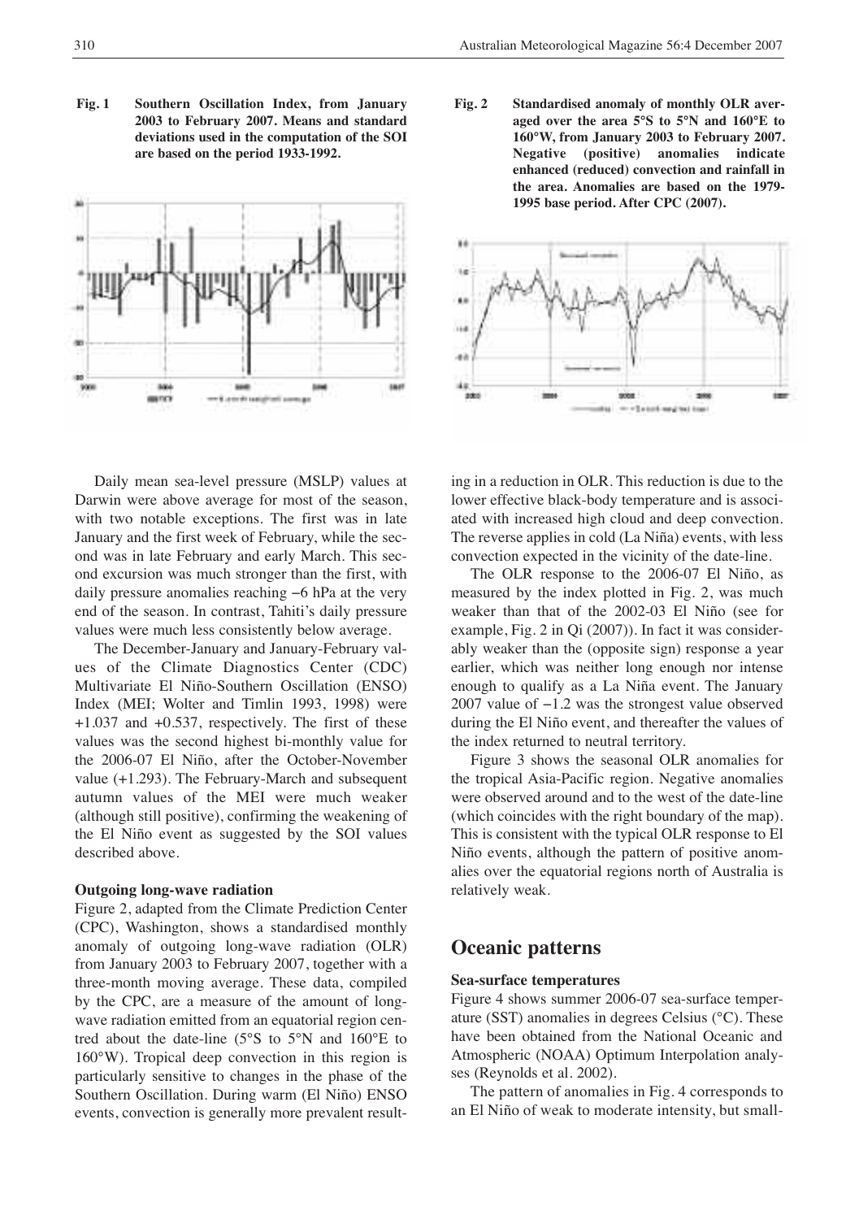**Fig. 1** **Southern Oscillation Index, from January 2003 to February 2007. Means and standard deviations used in the computation of the SOI are based on the period 1933-1992.**

**Fig. 2** **Standardised anomaly of monthly OLR averaged over the area 5°S to 5°N and 160°E to 160°W, from January 2003 to February 2007. Negative (positive) anomalies indicate enhanced (reduced) convection and rainfall in the area. Anomalies are based on the 1979-1995 base period. After CPC (2007).**

Daily mean sea-level pressure (MSLP) values at Darwin were above average for most of the season, with two notable exceptions. The first was in late January and the first week of February, while the second was in late February and early March. This second excursion was much stronger than the first, with daily pressure anomalies reaching −6 hPa at the very end of the season. In contrast, Tahiti's daily pressure values were much less consistently below average.

The December-January and January-February values of the Climate Diagnostics Center (CDC) Multivariate El Niño-Southern Oscillation (ENSO) Index (MEI; Wolter and Timlin 1993, 1998) were +1.037 and +0.537, respectively. The first of these values was the second highest bi-monthly value for the 2006-07 El Niño, after the October-November value (+1.293). The February-March and subsequent autumn values of the MEI were much weaker (although still positive), confirming the weakening of the El Niño event as suggested by the SOI values described above.

### Outgoing long-wave radiation

Figure 2, adapted from the Climate Prediction Center (CPC), Washington, shows a standardised monthly anomaly of outgoing long-wave radiation (OLR) from January 2003 to February 2007, together with a three-month moving average. These data, compiled by the CPC, are a measure of the amount of long-wave radiation emitted from an equatorial region centred about the date-line (5°S to 5°N and 160°E to 160°W). Tropical deep convection in this region is particularly sensitive to changes in the phase of the Southern Oscillation. During warm (El Niño) ENSO events, convection is generally more prevalent resulting in a reduction in OLR. This reduction is due to the lower effective black-body temperature and is associated with increased high cloud and deep convection. The reverse applies in cold (La Niña) events, with less convection expected in the vicinity of the date-line.

The OLR response to the 2006-07 El Niño, as measured by the index plotted in Fig. 2, was much weaker than that of the 2002-03 El Niño (see for example, Fig. 2 in Qi (2007)). In fact it was considerably weaker than the (opposite sign) response a year earlier, which was neither long enough nor intense enough to qualify as a La Niña event. The January 2007 value of −1.2 was the strongest value observed during the El Niño event, and thereafter the values of the index returned to neutral territory.

Figure 3 shows the seasonal OLR anomalies for the tropical Asia-Pacific region. Negative anomalies were observed around and to the west of the date-line (which coincides with the right boundary of the map). This is consistent with the typical OLR response to El Niño events, although the pattern of positive anomalies over the equatorial regions north of Australia is relatively weak.

## Oceanic patterns

### Sea-surface temperatures

Figure 4 shows summer 2006-07 sea-surface temperature (SST) anomalies in degrees Celsius (°C). These have been obtained from the National Oceanic and Atmospheric (NOAA) Optimum Interpolation analyses (Reynolds et al. 2002).

The pattern of anomalies in Fig. 4 corresponds to an El Niño of weak to moderate intensity, but small-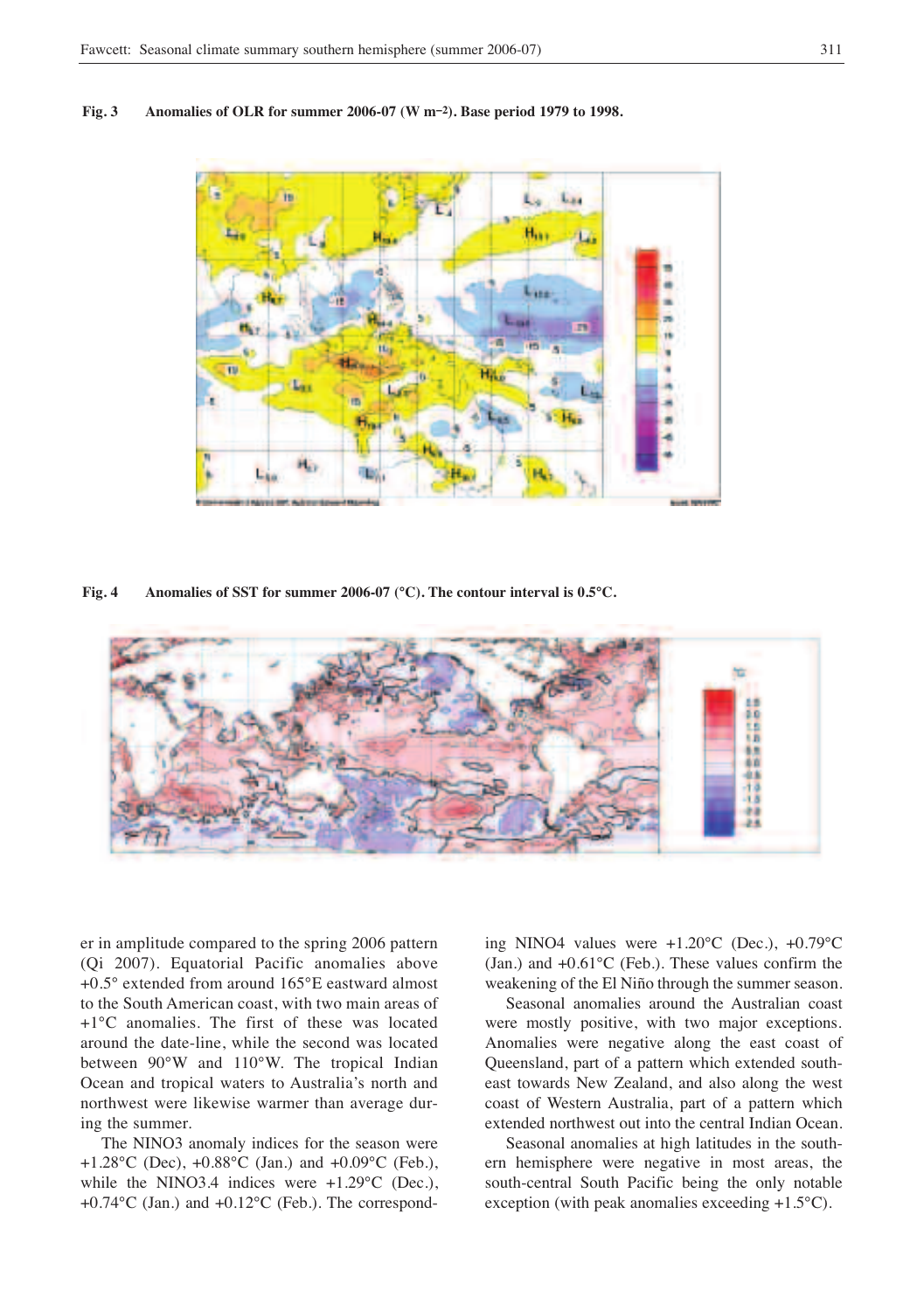**Fig. 3 Anomalies of OLR for summer 2006-07 (W m⁻²). Base period 1979 to 1998.**

**Fig. 4 Anomalies of SST for summer 2006-07 (°C). The contour interval is 0.5°C.**

er in amplitude compared to the spring 2006 pattern (Qi 2007). Equatorial Pacific anomalies above +0.5° extended from around 165°E eastward almost to the South American coast, with two main areas of +1°C anomalies. The first of these was located around the date-line, while the second was located between 90°W and 110°W. The tropical Indian Ocean and tropical waters to Australia's north and northwest were likewise warmer than average during the summer.

The NINO3 anomaly indices for the season were +1.28°C (Dec), +0.88°C (Jan.) and +0.09°C (Feb.), while the NINO3.4 indices were +1.29°C (Dec.), +0.74°C (Jan.) and +0.12°C (Feb.). The corresponding NINO4 values were +1.20°C (Dec.), +0.79°C (Jan.) and +0.61°C (Feb.). These values confirm the weakening of the El Niño through the summer season.

Seasonal anomalies around the Australian coast were mostly positive, with two major exceptions. Anomalies were negative along the east coast of Queensland, part of a pattern which extended southeast towards New Zealand, and also along the west coast of Western Australia, part of a pattern which extended northwest out into the central Indian Ocean.

Seasonal anomalies at high latitudes in the southern hemisphere were negative in most areas, the south-central South Pacific being the only notable exception (with peak anomalies exceeding +1.5°C).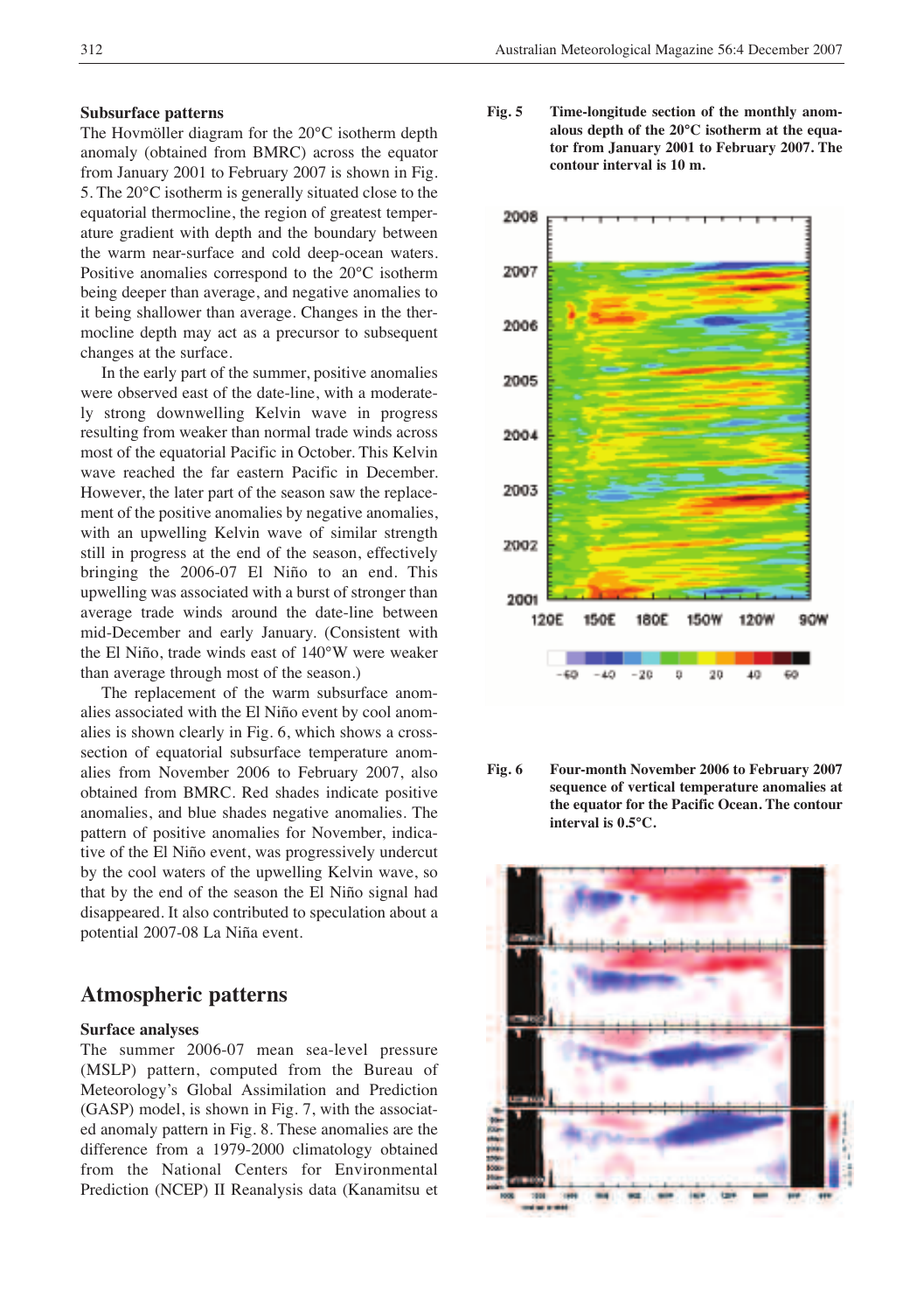### Subsurface patterns

The Hovmöller diagram for the 20°C isotherm depth anomaly (obtained from BMRC) across the equator from January 2001 to February 2007 is shown in Fig. 5. The 20°C isotherm is generally situated close to the equatorial thermocline, the region of greatest temperature gradient with depth and the boundary between the warm near-surface and cold deep-ocean waters. Positive anomalies correspond to the 20°C isotherm being deeper than average, and negative anomalies to it being shallower than average. Changes in the thermocline depth may act as a precursor to subsequent changes at the surface.

In the early part of the summer, positive anomalies were observed east of the date-line, with a moderately strong downwelling Kelvin wave in progress resulting from weaker than normal trade winds across most of the equatorial Pacific in October. This Kelvin wave reached the far eastern Pacific in December. However, the later part of the season saw the replacement of the positive anomalies by negative anomalies, with an upwelling Kelvin wave of similar strength still in progress at the end of the season, effectively bringing the 2006-07 El Niño to an end. This upwelling was associated with a burst of stronger than average trade winds around the date-line between mid-December and early January. (Consistent with the El Niño, trade winds east of 140°W were weaker than average through most of the season.)

The replacement of the warm subsurface anomalies associated with the El Niño event by cool anomalies is shown clearly in Fig. 6, which shows a cross-section of equatorial subsurface temperature anomalies from November 2006 to February 2007, also obtained from BMRC. Red shades indicate positive anomalies, and blue shades negative anomalies. The pattern of positive anomalies for November, indicative of the El Niño event, was progressively undercut by the cool waters of the upwelling Kelvin wave, so that by the end of the season the El Niño signal had disappeared. It also contributed to speculation about a potential 2007-08 La Niña event.

**Fig. 5** Time-longitude section of the monthly anomalous depth of the 20°C isotherm at the equator from January 2001 to February 2007. The contour interval is 10 m.

**Fig. 6** Four-month November 2006 to February 2007 sequence of vertical temperature anomalies at the equator for the Pacific Ocean. The contour interval is 0.5°C.

## Atmospheric patterns

### Surface analyses

The summer 2006-07 mean sea-level pressure (MSLP) pattern, computed from the Bureau of Meteorology's Global Assimilation and Prediction (GASP) model, is shown in Fig. 7, with the associated anomaly pattern in Fig. 8. These anomalies are the difference from a 1979-2000 climatology obtained from the National Centers for Environmental Prediction (NCEP) II Reanalysis data (Kanamitsu et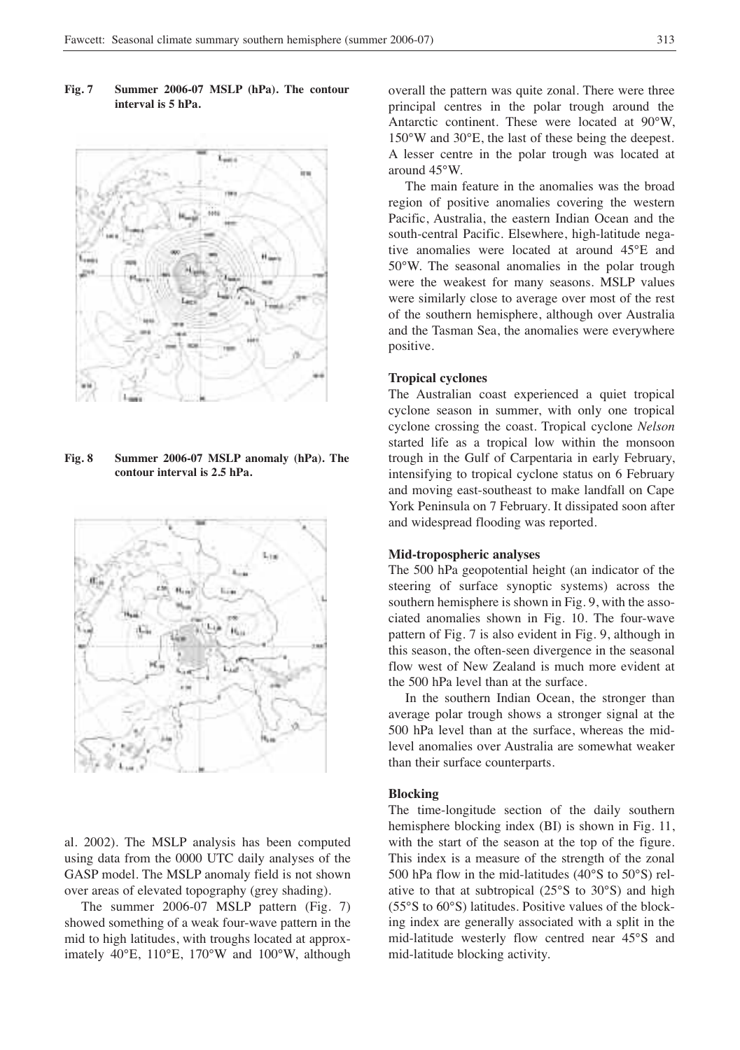**Fig. 7 Summer 2006-07 MSLP (hPa). The contour interval is 5 hPa.**

**Fig. 8 Summer 2006-07 MSLP anomaly (hPa). The contour interval is 2.5 hPa.**

al. 2002). The MSLP analysis has been computed using data from the 0000 UTC daily analyses of the GASP model. The MSLP anomaly field is not shown over areas of elevated topography (grey shading).

The summer 2006-07 MSLP pattern (Fig. 7) showed something of a weak four-wave pattern in the mid to high latitudes, with troughs located at approximately 40°E, 110°E, 170°W and 100°W, although overall the pattern was quite zonal. There were three principal centres in the polar trough around the Antarctic continent. These were located at 90°W, 150°W and 30°E, the last of these being the deepest. A lesser centre in the polar trough was located at around 45°W.

The main feature in the anomalies was the broad region of positive anomalies covering the western Pacific, Australia, the eastern Indian Ocean and the south-central Pacific. Elsewhere, high-latitude negative anomalies were located at around 45°E and 50°W. The seasonal anomalies in the polar trough were the weakest for many seasons. MSLP values were similarly close to average over most of the rest of the southern hemisphere, although over Australia and the Tasman Sea, the anomalies were everywhere positive.

#### Tropical cyclones

The Australian coast experienced a quiet tropical cyclone season in summer, with only one tropical cyclone crossing the coast. Tropical cyclone *Nelson* started life as a tropical low within the monsoon trough in the Gulf of Carpentaria in early February, intensifying to tropical cyclone status on 6 February and moving east-southeast to make landfall on Cape York Peninsula on 7 February. It dissipated soon after and widespread flooding was reported.

#### Mid-tropospheric analyses

The 500 hPa geopotential height (an indicator of the steering of surface synoptic systems) across the southern hemisphere is shown in Fig. 9, with the associated anomalies shown in Fig. 10. The four-wave pattern of Fig. 7 is also evident in Fig. 9, although in this season, the often-seen divergence in the seasonal flow west of New Zealand is much more evident at the 500 hPa level than at the surface.

In the southern Indian Ocean, the stronger than average polar trough shows a stronger signal at the 500 hPa level than at the surface, whereas the mid-level anomalies over Australia are somewhat weaker than their surface counterparts.

#### Blocking

The time-longitude section of the daily southern hemisphere blocking index (BI) is shown in Fig. 11, with the start of the season at the top of the figure. This index is a measure of the strength of the zonal 500 hPa flow in the mid-latitudes (40°S to 50°S) relative to that at subtropical (25°S to 30°S) and high (55°S to 60°S) latitudes. Positive values of the blocking index are generally associated with a split in the mid-latitude westerly flow centred near 45°S and mid-latitude blocking activity.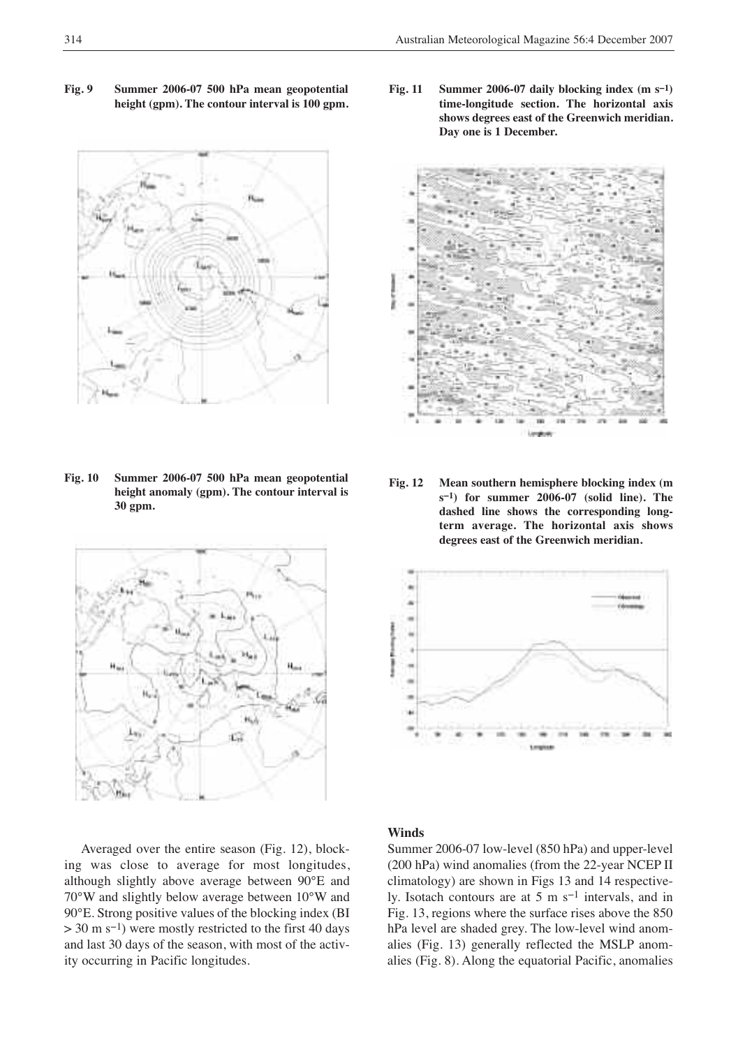**Fig. 9 Summer 2006-07 500 hPa mean geopotential height (gpm). The contour interval is 100 gpm.**

**Fig. 10 Summer 2006-07 500 hPa mean geopotential height anomaly (gpm). The contour interval is 30 gpm.**

**Fig. 11 Summer 2006-07 daily blocking index (m s$^{-1}$) time-longitude section. The horizontal axis shows degrees east of the Greenwich meridian. Day one is 1 December.**

**Fig. 12 Mean southern hemisphere blocking index (m s$^{-1}$) for summer 2006-07 (solid line). The dashed line shows the corresponding long-term average. The horizontal axis shows degrees east of the Greenwich meridian.**

Averaged over the entire season (Fig. 12), blocking was close to average for most longitudes, although slightly above average between 90°E and 70°W and slightly below average between 10°W and 90°E. Strong positive values of the blocking index (BI > 30 m s$^{-1}$) were mostly restricted to the first 40 days and last 30 days of the season, with most of the activity occurring in Pacific longitudes.

## Winds

Summer 2006-07 low-level (850 hPa) and upper-level (200 hPa) wind anomalies (from the 22-year NCEP II climatology) are shown in Figs 13 and 14 respectively. Isotach contours are at 5 m s$^{-1}$ intervals, and in Fig. 13, regions where the surface rises above the 850 hPa level are shaded grey. The low-level wind anomalies (Fig. 13) generally reflected the MSLP anomalies (Fig. 8). Along the equatorial Pacific, anomalies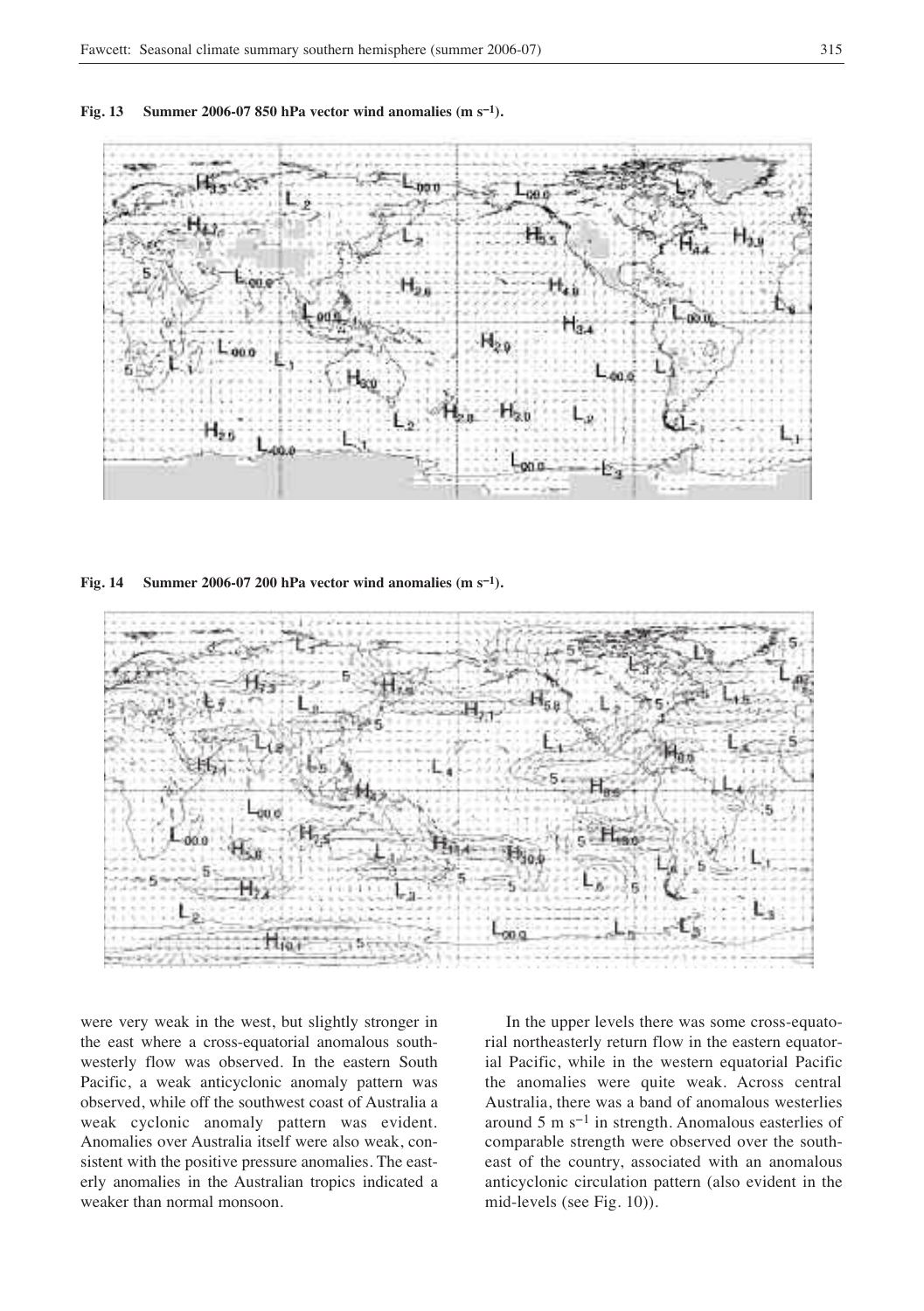**Fig. 13 Summer 2006-07 850 hPa vector wind anomalies (m s$^{-1}$).**

**Fig. 14 Summer 2006-07 200 hPa vector wind anomalies (m s$^{-1}$).**

were very weak in the west, but slightly stronger in the east where a cross-equatorial anomalous southwesterly flow was observed. In the eastern South Pacific, a weak anticyclonic anomaly pattern was observed, while off the southwest coast of Australia a weak cyclonic anomaly pattern was evident. Anomalies over Australia itself were also weak, consistent with the positive pressure anomalies. The easterly anomalies in the Australian tropics indicated a weaker than normal monsoon.

In the upper levels there was some cross-equatorial northeasterly return flow in the eastern equatorial Pacific, while in the western equatorial Pacific the anomalies were quite weak. Across central Australia, there was a band of anomalous westerlies around 5 m s$^{-1}$ in strength. Anomalous easterlies of comparable strength were observed over the southeast of the country, associated with an anomalous anticyclonic circulation pattern (also evident in the mid-levels (see Fig. 10)).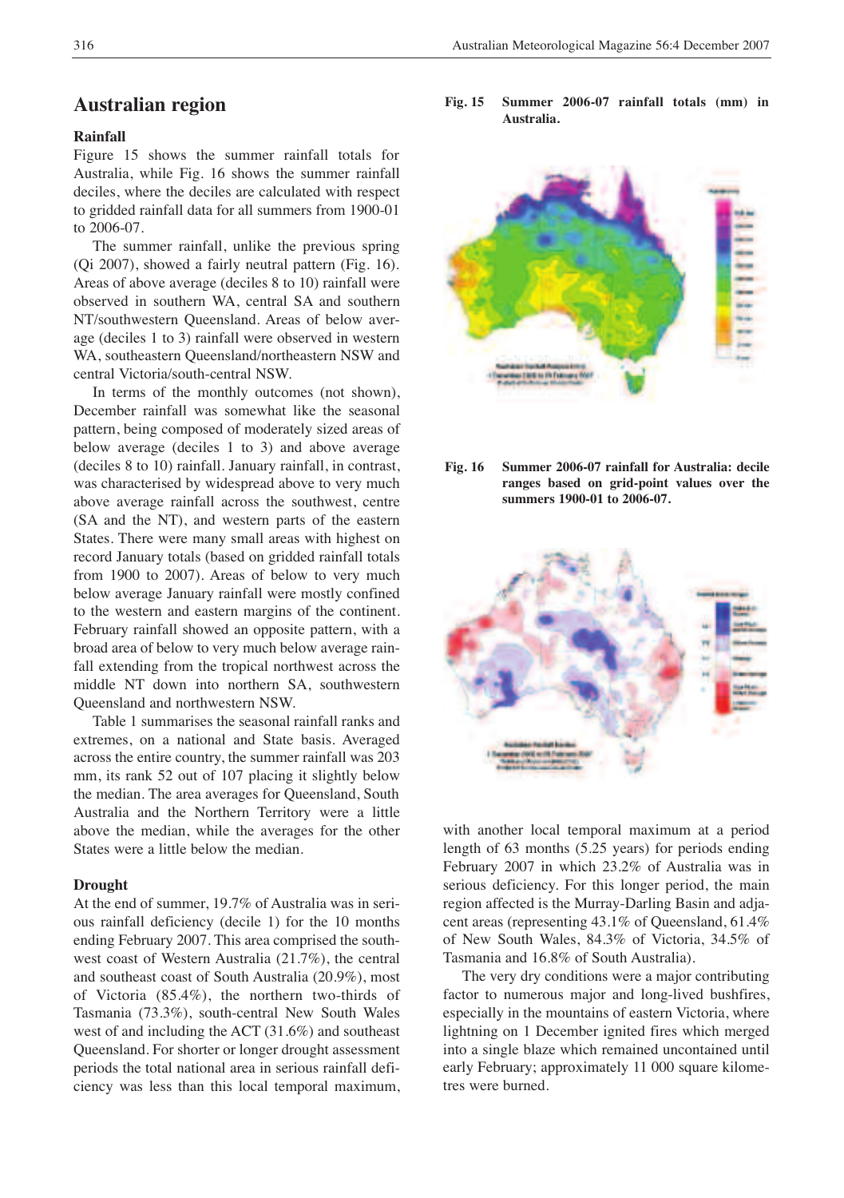## Australian region

### Rainfall

Figure 15 shows the summer rainfall totals for Australia, while Fig. 16 shows the summer rainfall deciles, where the deciles are calculated with respect to gridded rainfall data for all summers from 1900-01 to 2006-07.

The summer rainfall, unlike the previous spring (Qi 2007), showed a fairly neutral pattern (Fig. 16). Areas of above average (deciles 8 to 10) rainfall were observed in southern WA, central SA and southern NT/southwestern Queensland. Areas of below average (deciles 1 to 3) rainfall were observed in western WA, southeastern Queensland/northeastern NSW and central Victoria/south-central NSW.

In terms of the monthly outcomes (not shown), December rainfall was somewhat like the seasonal pattern, being composed of moderately sized areas of below average (deciles 1 to 3) and above average (deciles 8 to 10) rainfall. January rainfall, in contrast, was characterised by widespread above to very much above average rainfall across the southwest, centre (SA and the NT), and western parts of the eastern States. There were many small areas with highest on record January totals (based on gridded rainfall totals from 1900 to 2007). Areas of below to very much below average January rainfall were mostly confined to the western and eastern margins of the continent. February rainfall showed an opposite pattern, with a broad area of below to very much below average rainfall extending from the tropical northwest across the middle NT down into northern SA, southwestern Queensland and northwestern NSW.

Table 1 summarises the seasonal rainfall ranks and extremes, on a national and State basis. Averaged across the entire country, the summer rainfall was 203 mm, its rank 52 out of 107 placing it slightly below the median. The area averages for Queensland, South Australia and the Northern Territory were a little above the median, while the averages for the other States were a little below the median.

### Drought

At the end of summer, 19.7% of Australia was in serious rainfall deficiency (decile 1) for the 10 months ending February 2007. This area comprised the southwest coast of Western Australia (21.7%), the central and southeast coast of South Australia (20.9%), most of Victoria (85.4%), the northern two-thirds of Tasmania (73.3%), south-central New South Wales west of and including the ACT (31.6%) and southeast Queensland. For shorter or longer drought assessment periods the total national area in serious rainfall deficiency was less than this local temporal maximum, with another local temporal maximum at a period length of 63 months (5.25 years) for periods ending February 2007 in which 23.2% of Australia was in serious deficiency. For this longer period, the main region affected is the Murray-Darling Basin and adjacent areas (representing 43.1% of Queensland, 61.4% of New South Wales, 84.3% of Victoria, 34.5% of Tasmania and 16.8% of South Australia).

The very dry conditions were a major contributing factor to numerous major and long-lived bushfires, especially in the mountains of eastern Victoria, where lightning on 1 December ignited fires which merged into a single blaze which remained uncontained until early February; approximately 11 000 square kilometres were burned.

**Fig. 15** Summer 2006-07 rainfall totals (mm) in Australia.

**Fig. 16** Summer 2006-07 rainfall for Australia: decile ranges based on grid-point values over the summers 1900-01 to 2006-07.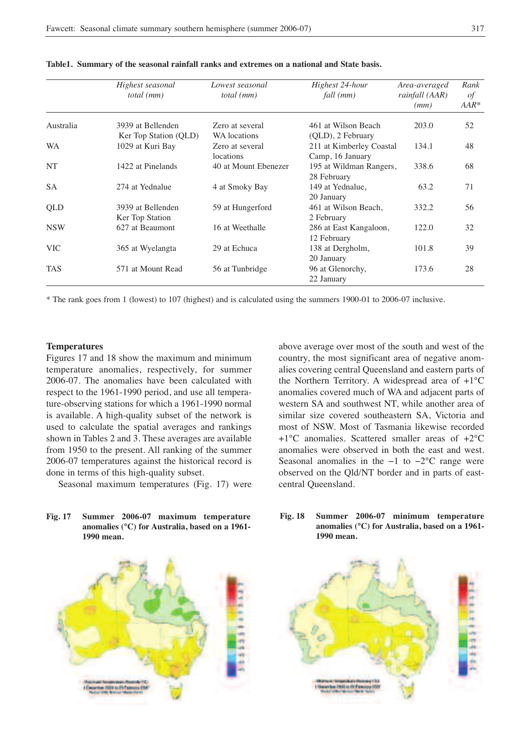**Table1. Summary of the seasonal rainfall ranks and extremes on a national and State basis.**

| | *Highest seasonal total (mm)* | *Lowest seasonal total (mm)* | *Highest 24-hour fall (mm)* | *Area-averaged rainfall (AAR) (mm)* | *Rank of AAR\** |
|---|---|---|---|---|---|
| Australia | 3939 at Bellenden Ker Top Station (QLD) | Zero at several WA locations | 461 at Wilson Beach (QLD), 2 February | 203.0 | 52 |
| WA | 1029 at Kuri Bay | Zero at several locations | 211 at Kimberley Coastal Camp, 16 January | 134.1 | 48 |
| NT | 1422 at Pinelands | 40 at Mount Ebenezer | 195 at Wildman Rangers, 28 February | 338.6 | 68 |
| SA | 274 at Yednalue | 4 at Smoky Bay | 149 at Yednalue, 20 January | 63.2 | 71 |
| QLD | 3939 at Bellenden Ker Top Station | 59 at Hungerford | 461 at Wilson Beach, 2 February | 332.2 | 56 |
| NSW | 627 at Beaumont | 16 at Weethalle | 286 at East Kangaloon, 12 February | 122.0 | 32 |
| VIC | 365 at Wyelangta | 29 at Echuca | 138 at Dergholm, 20 January | 101.8 | 39 |
| TAS | 571 at Mount Read | 56 at Tunbridge | 96 at Glenorchy, 22 January | 173.6 | 28 |

\* The rank goes from 1 (lowest) to 107 (highest) and is calculated using the summers 1900-01 to 2006-07 inclusive.

### Temperatures

Figures 17 and 18 show the maximum and minimum temperature anomalies, respectively, for summer 2006-07. The anomalies have been calculated with respect to the 1961-1990 period, and use all temperature-observing stations for which a 1961-1990 normal is available. A high-quality subset of the network is used to calculate the spatial averages and rankings shown in Tables 2 and 3. These averages are available from 1950 to the present. All ranking of the summer 2006-07 temperatures against the historical record is done in terms of this high-quality subset.

Seasonal maximum temperatures (Fig. 17) were above average over most of the south and west of the country, the most significant area of negative anomalies covering central Queensland and eastern parts of the Northern Territory. A widespread area of +1°C anomalies covered much of WA and adjacent parts of western SA and southwest NT, while another area of similar size covered southeastern SA, Victoria and most of NSW. Most of Tasmania likewise recorded +1°C anomalies. Scattered smaller areas of +2°C anomalies were observed in both the east and west. Seasonal anomalies in the −1 to −2°C range were observed on the Qld/NT border and in parts of east-central Queensland.

**Fig. 17 Summer 2006-07 maximum temperature anomalies (°C) for Australia, based on a 1961-1990 mean.**

**Fig. 18 Summer 2006-07 minimum temperature anomalies (°C) for Australia, based on a 1961-1990 mean.**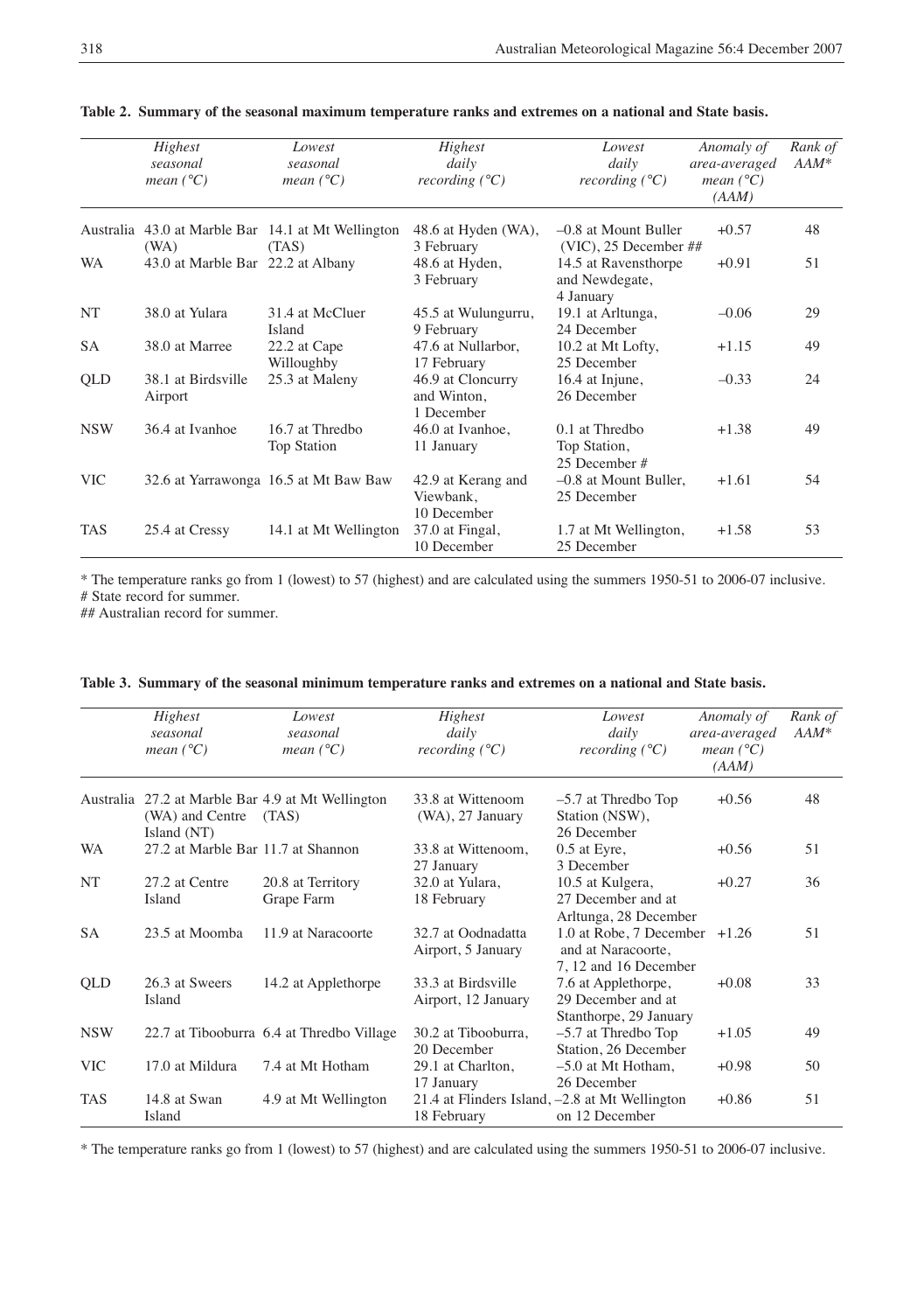**Table 2. Summary of the seasonal maximum temperature ranks and extremes on a national and State basis.**

| | *Highest seasonal mean (°C)* | *Lowest seasonal mean (°C)* | *Highest daily recording (°C)* | *Lowest daily recording (°C)* | *Anomaly of area-averaged mean (°C) (AAM)* | *Rank of AAM\** |
|---|---|---|---|---|---|---|
| Australia | 43.0 at Marble Bar (WA) | 14.1 at Mt Wellington (TAS) | 48.6 at Hyden (WA), 3 February | –0.8 at Mount Buller (VIC), 25 December ## | +0.57 | 48 |
| WA | 43.0 at Marble Bar | 22.2 at Albany | 48.6 at Hyden, 3 February | 14.5 at Ravensthorpe and Newdegate, 4 January | +0.91 | 51 |
| NT | 38.0 at Yulara | 31.4 at McCluer Island | 45.5 at Wulungurru, 9 February | 19.1 at Arltunga, 24 December | –0.06 | 29 |
| SA | 38.0 at Marree | 22.2 at Cape Willoughby | 47.6 at Nullarbor, 17 February | 10.2 at Mt Lofty, 25 December | +1.15 | 49 |
| QLD | 38.1 at Birdsville Airport | 25.3 at Maleny | 46.9 at Cloncurry and Winton, 1 December | 16.4 at Injune, 26 December | –0.33 | 24 |
| NSW | 36.4 at Ivanhoe | 16.7 at Thredbo Top Station | 46.0 at Ivanhoe, 11 January | 0.1 at Thredbo Top Station, 25 December # | +1.38 | 49 |
| VIC | 32.6 at Yarrawonga | 16.5 at Mt Baw Baw | 42.9 at Kerang and Viewbank, 10 December | –0.8 at Mount Buller, 25 December | +1.61 | 54 |
| TAS | 25.4 at Cressy | 14.1 at Mt Wellington | 37.0 at Fingal, 10 December | 1.7 at Mt Wellington, 25 December | +1.58 | 53 |

\* The temperature ranks go from 1 (lowest) to 57 (highest) and are calculated using the summers 1950-51 to 2006-07 inclusive.
# State record for summer.
## Australian record for summer.

**Table 3. Summary of the seasonal minimum temperature ranks and extremes on a national and State basis.**

| | *Highest seasonal mean (°C)* | *Lowest seasonal mean (°C)* | *Highest daily recording (°C)* | *Lowest daily recording (°C)* | *Anomaly of area-averaged mean (°C) (AAM)* | *Rank of AAM\** |
|---|---|---|---|---|---|---|
| Australia | 27.2 at Marble Bar (WA) and Centre Island (NT) | 4.9 at Mt Wellington (TAS) | 33.8 at Wittenoom (WA), 27 January | –5.7 at Thredbo Top Station (NSW), 26 December | +0.56 | 48 |
| WA | 27.2 at Marble Bar | 11.7 at Shannon | 33.8 at Wittenoom, 27 January | 0.5 at Eyre, 3 December | +0.56 | 51 |
| NT | 27.2 at Centre Island | 20.8 at Territory Grape Farm | 32.0 at Yulara, 18 February | 10.5 at Kulgera, 27 December and at Arltunga, 28 December | +0.27 | 36 |
| SA | 23.5 at Moomba | 11.9 at Naracoorte | 32.7 at Oodnadatta Airport, 5 January | 1.0 at Robe, 7 December and at Naracoorte, 7, 12 and 16 December | +1.26 | 51 |
| QLD | 26.3 at Sweers Island | 14.2 at Applethorpe | 33.3 at Birdsville Airport, 12 January | 7.6 at Applethorpe, 29 December and at Stanthorpe, 29 January | +0.08 | 33 |
| NSW | 22.7 at Tibooburra | 6.4 at Thredbo Village | 30.2 at Tibooburra, 20 December | –5.7 at Thredbo Top Station, 26 December | +1.05 | 49 |
| VIC | 17.0 at Mildura | 7.4 at Mt Hotham | 29.1 at Charlton, 17 January | –5.0 at Mt Hotham, 26 December | +0.98 | 50 |
| TAS | 14.8 at Swan Island | 4.9 at Mt Wellington | 21.4 at Flinders Island, 18 February | –2.8 at Mt Wellington on 12 December | +0.86 | 51 |

\* The temperature ranks go from 1 (lowest) to 57 (highest) and are calculated using the summers 1950-51 to 2006-07 inclusive.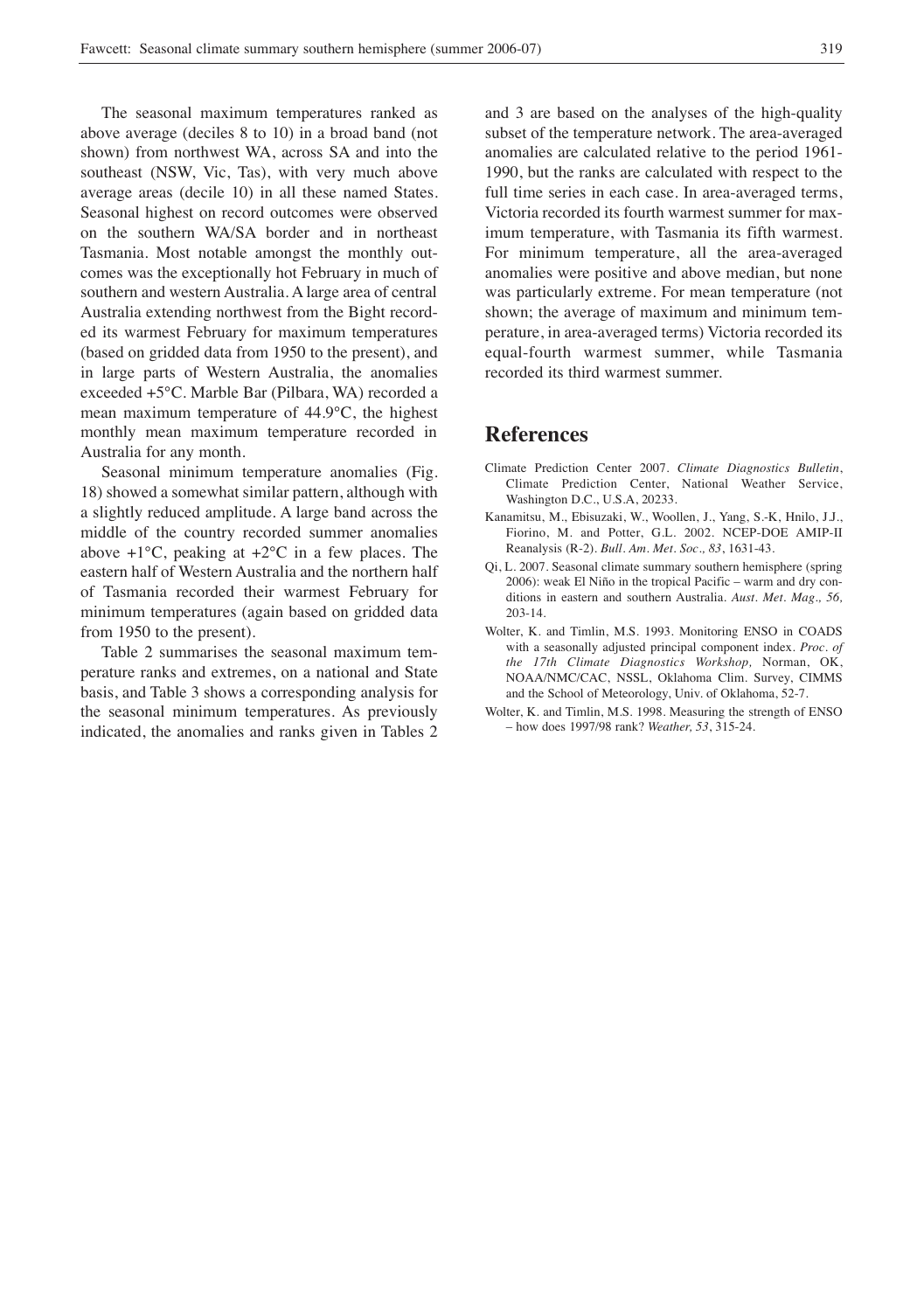The seasonal maximum temperatures ranked as above average (deciles 8 to 10) in a broad band (not shown) from northwest WA, across SA and into the southeast (NSW, Vic, Tas), with very much above average areas (decile 10) in all these named States. Seasonal highest on record outcomes were observed on the southern WA/SA border and in northeast Tasmania. Most notable amongst the monthly outcomes was the exceptionally hot February in much of southern and western Australia. A large area of central Australia extending northwest from the Bight recorded its warmest February for maximum temperatures (based on gridded data from 1950 to the present), and in large parts of Western Australia, the anomalies exceeded +5°C. Marble Bar (Pilbara, WA) recorded a mean maximum temperature of 44.9°C, the highest monthly mean maximum temperature recorded in Australia for any month.

Seasonal minimum temperature anomalies (Fig. 18) showed a somewhat similar pattern, although with a slightly reduced amplitude. A large band across the middle of the country recorded summer anomalies above +1°C, peaking at +2°C in a few places. The eastern half of Western Australia and the northern half of Tasmania recorded their warmest February for minimum temperatures (again based on gridded data from 1950 to the present).

Table 2 summarises the seasonal maximum temperature ranks and extremes, on a national and State basis, and Table 3 shows a corresponding analysis for the seasonal minimum temperatures. As previously indicated, the anomalies and ranks given in Tables 2 and 3 are based on the analyses of the high-quality subset of the temperature network. The area-averaged anomalies are calculated relative to the period 1961-1990, but the ranks are calculated with respect to the full time series in each case. In area-averaged terms, Victoria recorded its fourth warmest summer for maximum temperature, with Tasmania its fifth warmest. For minimum temperature, all the area-averaged anomalies were positive and above median, but none was particularly extreme. For mean temperature (not shown; the average of maximum and minimum temperature, in area-averaged terms) Victoria recorded its equal-fourth warmest summer, while Tasmania recorded its third warmest summer.

## References

Climate Prediction Center 2007. *Climate Diagnostics Bulletin*, Climate Prediction Center, National Weather Service, Washington D.C., U.S.A, 20233.

Kanamitsu, M., Ebisuzaki, W., Woollen, J., Yang, S.-K, Hnilo, J.J., Fiorino, M. and Potter, G.L. 2002. NCEP-DOE AMIP-II Reanalysis (R-2). *Bull. Am. Met. Soc., 83*, 1631-43.

Qi, L. 2007. Seasonal climate summary southern hemisphere (spring 2006): weak El Niño in the tropical Pacific – warm and dry conditions in eastern and southern Australia. *Aust. Met. Mag., 56,* 203-14.

Wolter, K. and Timlin, M.S. 1993. Monitoring ENSO in COADS with a seasonally adjusted principal component index. *Proc. of the 17th Climate Diagnostics Workshop,* Norman, OK, NOAA/NMC/CAC, NSSL, Oklahoma Clim. Survey, CIMMS and the School of Meteorology, Univ. of Oklahoma, 52-7.

Wolter, K. and Timlin, M.S. 1998. Measuring the strength of ENSO – how does 1997/98 rank? *Weather, 53*, 315-24.